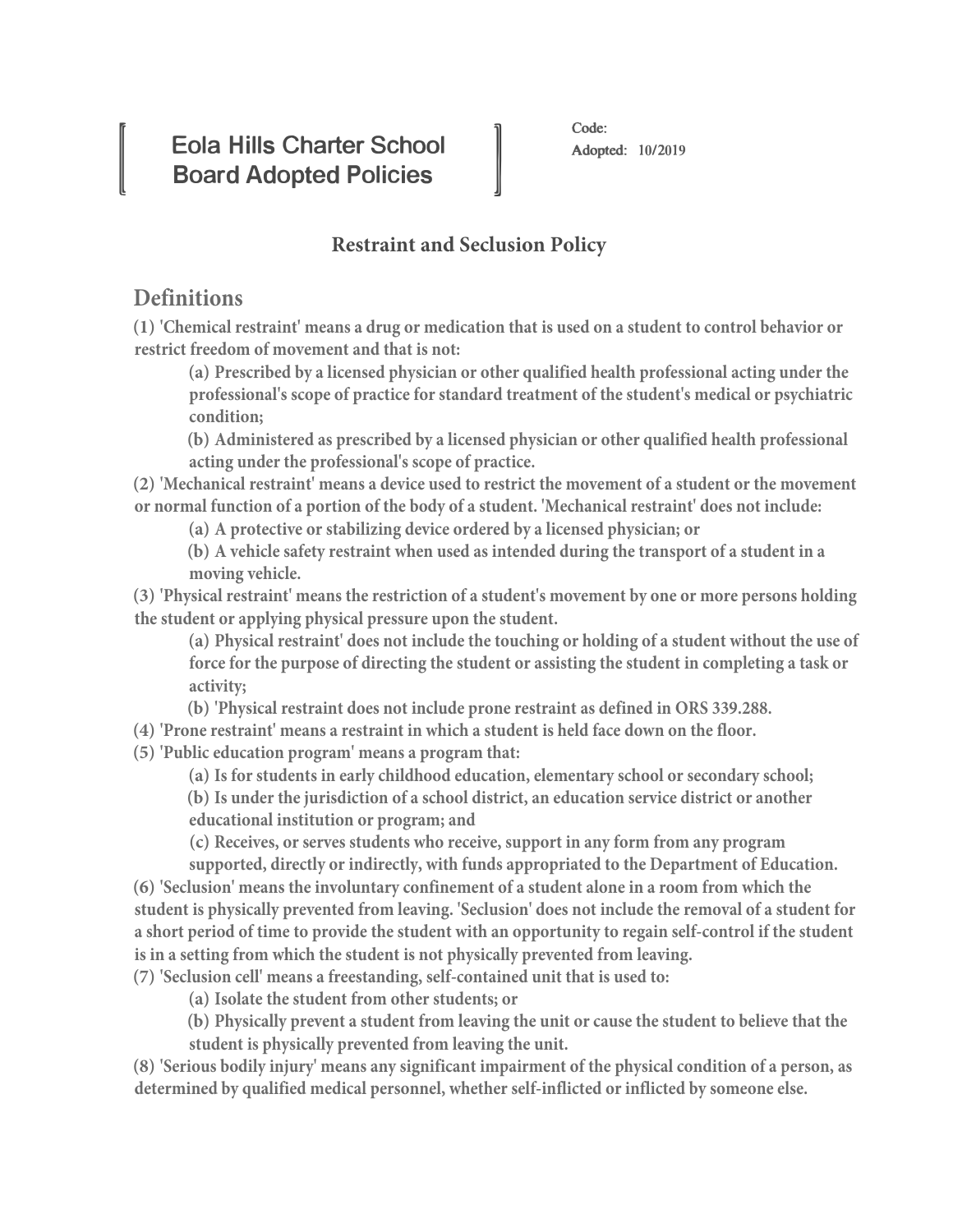# Eola Hills Charter School Board Adopted Policies

Code:
Adopted: 10/2019

## Restraint and Seclusion Policy

## Definitions

**(1) 'Chemical restraint' means a drug or medication that is used on a student to control behavior or restrict freedom of movement and that is not:**

- **(a) Prescribed by a licensed physician or other qualified health professional acting under the professional's scope of practice for standard treatment of the student's medical or psychiatric condition;**
- **(b) Administered as prescribed by a licensed physician or other qualified health professional acting under the professional's scope of practice.**

**(2) 'Mechanical restraint' means a device used to restrict the movement of a student or the movement or normal function of a portion of the body of a student. 'Mechanical restraint' does not include:**

- **(a) A protective or stabilizing device ordered by a licensed physician; or**
- **(b) A vehicle safety restraint when used as intended during the transport of a student in a moving vehicle.**

**(3) 'Physical restraint' means the restriction of a student's movement by one or more persons holding the student or applying physical pressure upon the student.**

- **(a) Physical restraint' does not include the touching or holding of a student without the use of force for the purpose of directing the student or assisting the student in completing a task or activity;**
- **(b) 'Physical restraint does not include prone restraint as defined in ORS 339.288.**

**(4) 'Prone restraint' means a restraint in which a student is held face down on the floor.**

**(5) 'Public education program' means a program that:**

- **(a) Is for students in early childhood education, elementary school or secondary school;**
- **(b) Is under the jurisdiction of a school district, an education service district or another educational institution or program; and**
- **(c) Receives, or serves students who receive, support in any form from any program supported, directly or indirectly, with funds appropriated to the Department of Education.**

**(6) 'Seclusion' means the involuntary confinement of a student alone in a room from which the student is physically prevented from leaving. 'Seclusion' does not include the removal of a student for a short period of time to provide the student with an opportunity to regain self-control if the student is in a setting from which the student is not physically prevented from leaving.**

**(7) 'Seclusion cell' means a freestanding, self-contained unit that is used to:**

- **(a) Isolate the student from other students; or**
- **(b) Physically prevent a student from leaving the unit or cause the student to believe that the student is physically prevented from leaving the unit.**

**(8) 'Serious bodily injury' means any significant impairment of the physical condition of a person, as determined by qualified medical personnel, whether self-inflicted or inflicted by someone else.**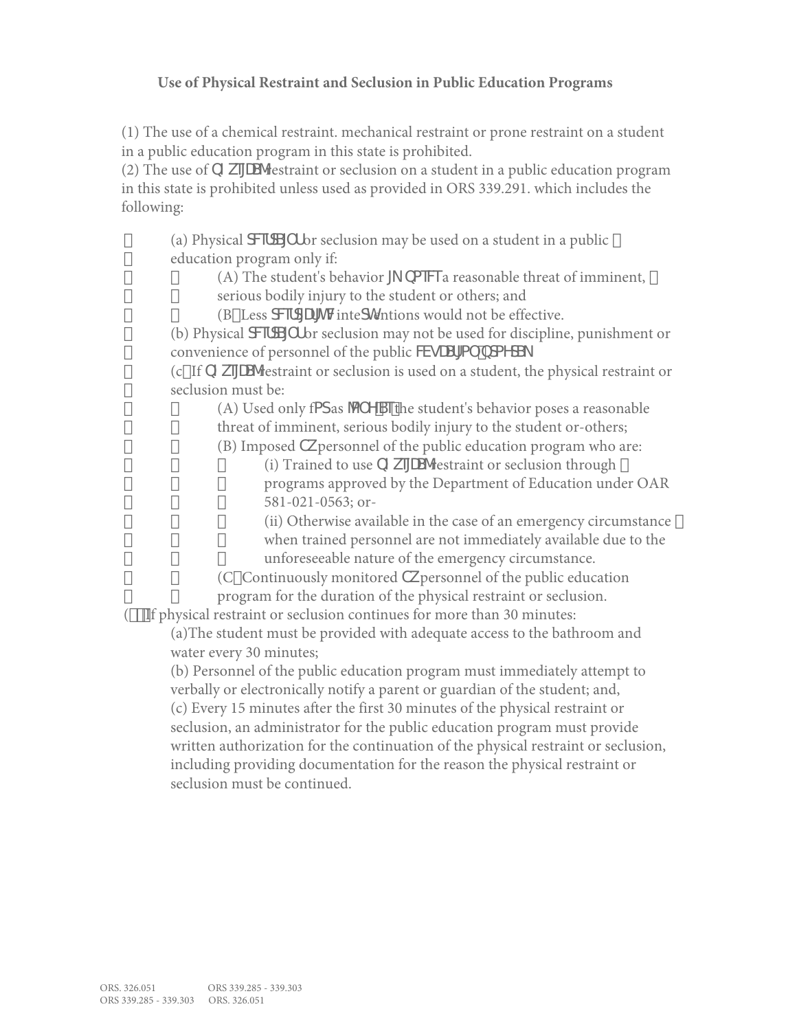**Use of Physical Restraint and Seclusion in Public Education Programs**

(1) The use of a chemical restraint. mechanical restraint or prone restraint on a student in a public education program in this state is prohibited.

(2) The use of physical restraint or seclusion on a student in a public education program in this state is prohibited unless used as provided in ORS 339.291. which includes the following:

- (a) Physical restraint or seclusion may be used on a student in a public education program only if:
  - (A) The student's behavior imposes a reasonable threat of imminent, serious bodily injury to the student or others; and
  - (B) Less restrictive interventions would not be effective.
- (b) Physical restraint or seclusion may not be used for discipline, punishment or convenience of personnel of the public education program.
- (c) If physical restraint or seclusion is used on a student, the physical restraint or seclusion must be:
  - (A) Used only for as long as the student's behavior poses a reasonable threat of imminent, serious bodily injury to the student or-others;
  - (B) Imposed by personnel of the public education program who are:
    - (i) Trained to use physical restraint or seclusion through programs approved by the Department of Education under OAR 581-021-0563; or-
    - (ii) Otherwise available in the case of an emergency circumstance when trained personnel are not immediately available due to the unforeseeable nature of the emergency circumstance.
  - (C) Continuously monitored by personnel of the public education program for the duration of the physical restraint or seclusion.

(3) If physical restraint or seclusion continues for more than 30 minutes:

- (a)The student must be provided with adequate access to the bathroom and water every 30 minutes;
- (b) Personnel of the public education program must immediately attempt to verbally or electronically notify a parent or guardian of the student; and,
- (c) Every 15 minutes after the first 30 minutes of the physical restraint or seclusion, an administrator for the public education program must provide written authorization for the continuation of the physical restraint or seclusion, including providing documentation for the reason the physical restraint or seclusion must be continued.

ORS. 326.051 ORS 339.285 - 339.303
ORS 339.285 - 339.303 ORS. 326.051